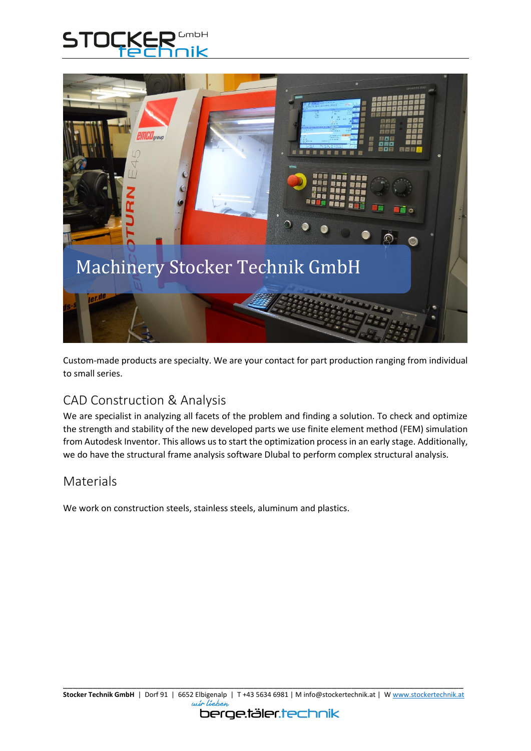# Machinery Stocker Technik GmbH

Custom-made products are specialty. We are your contact for part production ranging from individual to small series.

## CAD Construction & Analysis

We are specialist in analyzing all facets of the problem and finding a solution. To check and optimize the strength and stability of the new developed parts we use finite element method (FEM) simulation from Autodesk Inventor. This allows us to start the optimization process in an early stage. Additionally, we do have the structural frame analysis software Dlubal to perform complex structural analysis.

## Materials

We work on construction steels, stainless steels, aluminum and plastics.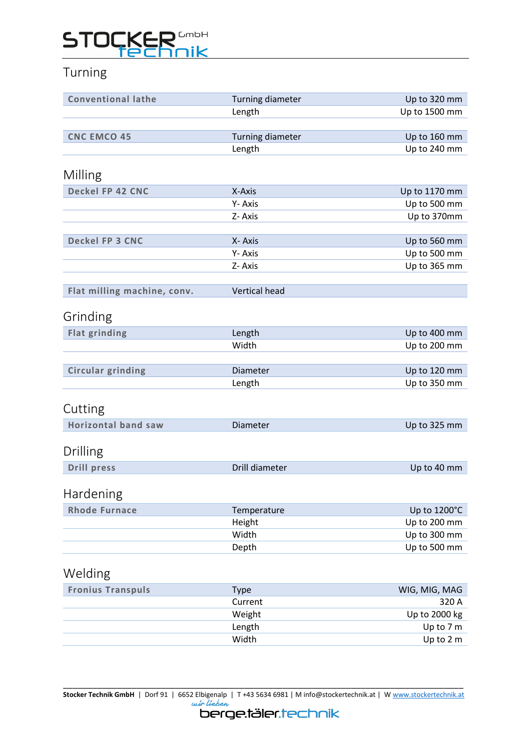STOCKER GmbH technik

## Turning

| | | |
|---|---|---|
| **Conventional lathe** | Turning diameter | Up to 320 mm |
| | Length | Up to 1500 mm |

| | | |
|---|---|---|
| **CNC EMCO 45** | Turning diameter | Up to 160 mm |
| | Length | Up to 240 mm |

## Milling

| | | |
|---|---|---|
| **Deckel FP 42 CNC** | X-Axis | Up to 1170 mm |
| | Y- Axis | Up to 500 mm |
| | Z- Axis | Up to 370mm |

| | | |
|---|---|---|
| **Deckel FP 3 CNC** | X- Axis | Up to 560 mm |
| | Y- Axis | Up to 500 mm |
| | Z- Axis | Up to 365 mm |

| | | |
|---|---|---|
| **Flat milling machine, conv.** | Vertical head | |

## Grinding

| | | |
|---|---|---|
| **Flat grinding** | Length | Up to 400 mm |
| | Width | Up to 200 mm |

| | | |
|---|---|---|
| **Circular grinding** | Diameter | Up to 120 mm |
| | Length | Up to 350 mm |

## Cutting

| | | |
|---|---|---|
| **Horizontal band saw** | Diameter | Up to 325 mm |

## Drilling

| | | |
|---|---|---|
| **Drill press** | Drill diameter | Up to 40 mm |

## Hardening

| | | |
|---|---|---|
| **Rhode Furnace** | Temperature | Up to 1200°C |
| | Height | Up to 200 mm |
| | Width | Up to 300 mm |
| | Depth | Up to 500 mm |

## Welding

| | | |
|---|---|---|
| **Fronius Transpuls** | Type | WIG, MIG, MAG |
| | Current | 320 A |
| | Weight | Up to 2000 kg |
| | Length | Up to 7 m |
| | Width | Up to 2 m |

**Stocker Technik GmbH** | Dorf 91 | 6652 Elbigenalp | T +43 5634 6981 | M info@stockertechnik.at | W www.stockertechnik.at

wir lieben berge.täler.technik